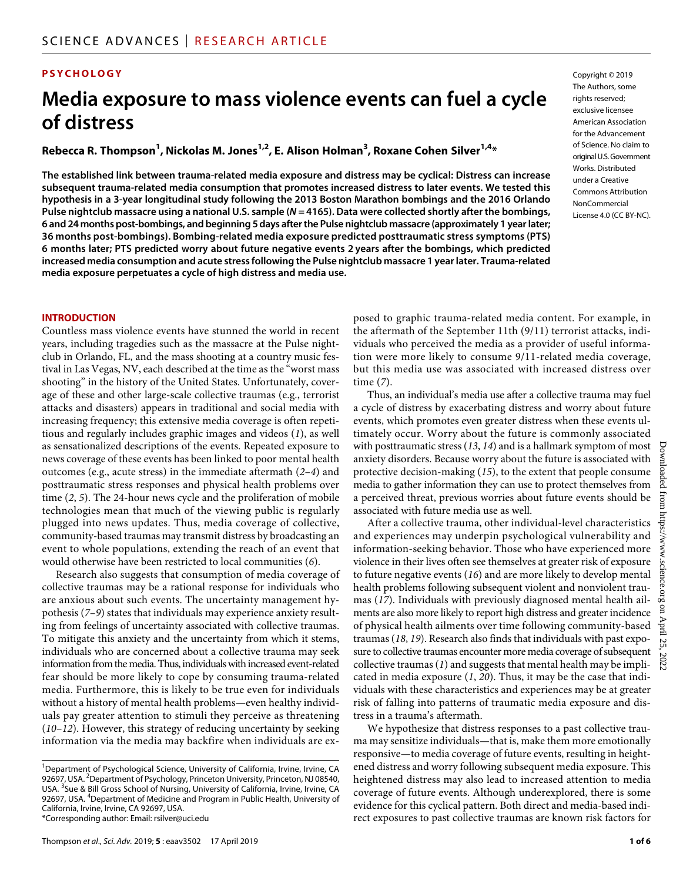PSYCHOLOGY

# Media exposure to mass violence events can fuel a cycle of distress

**Rebecca R. Thompson[1], Nickolas M. Jones[1,2], E. Alison Holman[3], Roxane Cohen Silver[1,4]***

Copyright © 2019 The Authors, some rights reserved; exclusive licensee American Association for the Advancement of Science. No claim to original U.S. Government Works. Distributed under a Creative Commons Attribution NonCommercial License 4.0 (CC BY-NC).

**The established link between trauma-related media exposure and distress may be cyclical: Distress can increase subsequent trauma-related media consumption that promotes increased distress to later events. We tested this hypothesis in a 3-year longitudinal study following the 2013 Boston Marathon bombings and the 2016 Orlando Pulse nightclub massacre using a national U.S. sample (*N* = 4165). Data were collected shortly after the bombings, 6 and 24 months post-bombings, and beginning 5 days after the Pulse nightclub massacre (approximately 1 year later; 36 months post-bombings). Bombing-related media exposure predicted posttraumatic stress symptoms (PTS) 6 months later; PTS predicted worry about future negative events 2 years after the bombings, which predicted increased media consumption and acute stress following the Pulse nightclub massacre 1 year later. Trauma-related media exposure perpetuates a cycle of high distress and media use.**

## INTRODUCTION

Countless mass violence events have stunned the world in recent years, including tragedies such as the massacre at the Pulse nightclub in Orlando, FL, and the mass shooting at a country music festival in Las Vegas, NV, each described at the time as the "worst mass shooting" in the history of the United States. Unfortunately, coverage of these and other large-scale collective traumas (e.g., terrorist attacks and disasters) appears in traditional and social media with increasing frequency; this extensive media coverage is often repetitious and regularly includes graphic images and videos (*1*), as well as sensationalized descriptions of the events. Repeated exposure to news coverage of these events has been linked to poor mental health outcomes (e.g., acute stress) in the immediate aftermath (*2*–*4*) and posttraumatic stress responses and physical health problems over time (*2*, *5*). The 24-hour news cycle and the proliferation of mobile technologies mean that much of the viewing public is regularly plugged into news updates. Thus, media coverage of collective, community-based traumas may transmit distress by broadcasting an event to whole populations, extending the reach of an event that would otherwise have been restricted to local communities (*6*).

Research also suggests that consumption of media coverage of collective traumas may be a rational response for individuals who are anxious about such events. The uncertainty management hypothesis (*7*–*9*) states that individuals may experience anxiety resulting from feelings of uncertainty associated with collective traumas. To mitigate this anxiety and the uncertainty from which it stems, individuals who are concerned about a collective trauma may seek information from the media. Thus, individuals with increased event-related fear should be more likely to cope by consuming trauma-related media. Furthermore, this is likely to be true even for individuals without a history of mental health problems—even healthy individuals pay greater attention to stimuli they perceive as threatening (*10*–*12*). However, this strategy of reducing uncertainty by seeking information via the media may backfire when individuals are exposed to graphic trauma-related media content. For example, in the aftermath of the September 11th (9/11) terrorist attacks, individuals who perceived the media as a provider of useful information were more likely to consume 9/11-related media coverage, but this media use was associated with increased distress over time (*7*).

Thus, an individual's media use after a collective trauma may fuel a cycle of distress by exacerbating distress and worry about future events, which promotes even greater distress when these events ultimately occur. Worry about the future is commonly associated with posttraumatic stress (*13*, *14*) and is a hallmark symptom of most anxiety disorders. Because worry about the future is associated with protective decision-making (*15*), to the extent that people consume media to gather information they can use to protect themselves from a perceived threat, previous worries about future events should be associated with future media use as well.

After a collective trauma, other individual-level characteristics and experiences may underpin psychological vulnerability and information-seeking behavior. Those who have experienced more violence in their lives often see themselves at greater risk of exposure to future negative events (*16*) and are more likely to develop mental health problems following subsequent violent and nonviolent traumas (*17*). Individuals with previously diagnosed mental health ailments are also more likely to report high distress and greater incidence of physical health ailments over time following community-based traumas (*18*, *19*). Research also finds that individuals with past exposure to collective traumas encounter more media coverage of subsequent collective traumas (*1*) and suggests that mental health may be implicated in media exposure (*1*, *20*). Thus, it may be the case that individuals with these characteristics and experiences may be at greater risk of falling into patterns of traumatic media exposure and distress in a trauma's aftermath.

We hypothesize that distress responses to a past collective trauma may sensitize individuals—that is, make them more emotionally responsive—to media coverage of future events, resulting in heightened distress and worry following subsequent media exposure. This heightened distress may also lead to increased attention to media coverage of future events. Although underexplored, there is some evidence for this cyclical pattern. Both direct and media-based indirect exposures to past collective traumas are known risk factors for

[1]Department of Psychological Science, University of California, Irvine, Irvine, CA 92697, USA. [2]Department of Psychology, Princeton University, Princeton, NJ 08540, USA. [3]Sue & Bill Gross School of Nursing, University of California, Irvine, Irvine, CA 92697, USA. [4]Department of Medicine and Program in Public Health, University of California, Irvine, Irvine, CA 92697, USA.
*Corresponding author: Email: rsilver@uci.edu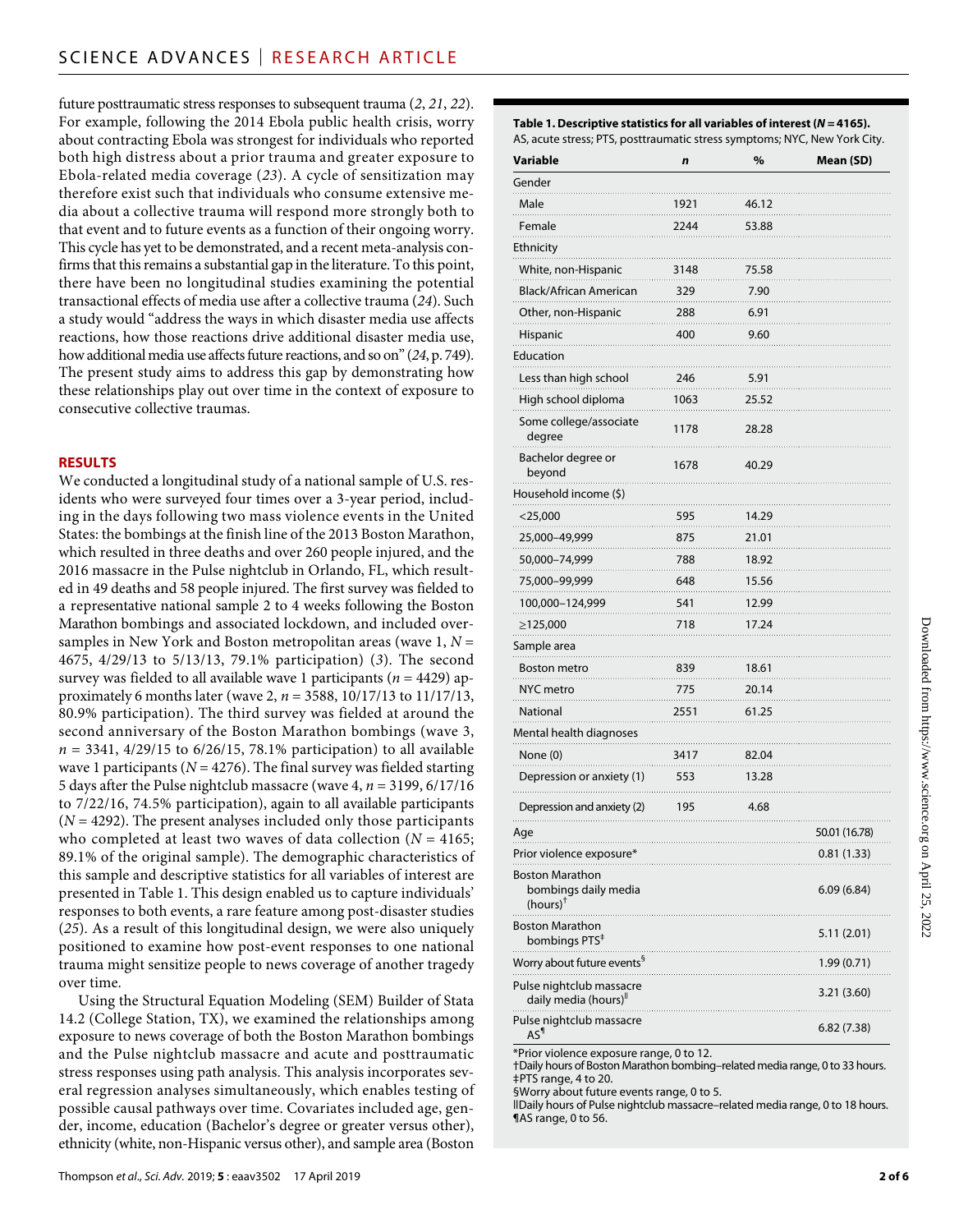future posttraumatic stress responses to subsequent trauma (2, 21, 22). For example, following the 2014 Ebola public health crisis, worry about contracting Ebola was strongest for individuals who reported both high distress about a prior trauma and greater exposure to Ebola-related media coverage (23). A cycle of sensitization may therefore exist such that individuals who consume extensive media about a collective trauma will respond more strongly both to that event and to future events as a function of their ongoing worry. This cycle has yet to be demonstrated, and a recent meta-analysis confirms that this remains a substantial gap in the literature. To this point, there have been no longitudinal studies examining the potential transactional effects of media use after a collective trauma (24). Such a study would "address the ways in which disaster media use affects reactions, how those reactions drive additional disaster media use, how additional media use affects future reactions, and so on" (24, p. 749). The present study aims to address this gap by demonstrating how these relationships play out over time in the context of exposure to consecutive collective traumas.

## RESULTS

We conducted a longitudinal study of a national sample of U.S. residents who were surveyed four times over a 3-year period, including in the days following two mass violence events in the United States: the bombings at the finish line of the 2013 Boston Marathon, which resulted in three deaths and over 260 people injured, and the 2016 massacre in the Pulse nightclub in Orlando, FL, which resulted in 49 deaths and 58 people injured. The first survey was fielded to a representative national sample 2 to 4 weeks following the Boston Marathon bombings and associated lockdown, and included oversamples in New York and Boston metropolitan areas (wave 1, *N* = 4675, 4/29/13 to 5/13/13, 79.1% participation) (3). The second survey was fielded to all available wave 1 participants (*n* = 4429) approximately 6 months later (wave 2, *n* = 3588, 10/17/13 to 11/17/13, 80.9% participation). The third survey was fielded at around the second anniversary of the Boston Marathon bombings (wave 3, *n* = 3341, 4/29/15 to 6/26/15, 78.1% participation) to all available wave 1 participants (*N* = 4276). The final survey was fielded starting 5 days after the Pulse nightclub massacre (wave 4, *n* = 3199, 6/17/16 to 7/22/16, 74.5% participation), again to all available participants (*N* = 4292). The present analyses included only those participants who completed at least two waves of data collection (*N* = 4165; 89.1% of the original sample). The demographic characteristics of this sample and descriptive statistics for all variables of interest are presented in Table 1. This design enabled us to capture individuals' responses to both events, a rare feature among post-disaster studies (25). As a result of this longitudinal design, we were also uniquely positioned to examine how post-event responses to one national trauma might sensitize people to news coverage of another tragedy over time.

Using the Structural Equation Modeling (SEM) Builder of Stata 14.2 (College Station, TX), we examined the relationships among exposure to news coverage of both the Boston Marathon bombings and the Pulse nightclub massacre and acute and posttraumatic stress responses using path analysis. This analysis incorporates several regression analyses simultaneously, which enables testing of possible causal pathways over time. Covariates included age, gender, income, education (Bachelor's degree or greater versus other), ethnicity (white, non-Hispanic versus other), and sample area (Boston

**Table 1. Descriptive statistics for all variables of interest (*N* = 4165).** AS, acute stress; PTS, posttraumatic stress symptoms; NYC, New York City.

| Variable | *n* | % | Mean (SD) |
|---|---|---|---|
| Gender | | | |
| Male | 1921 | 46.12 | |
| Female | 2244 | 53.88 | |
| Ethnicity | | | |
| White, non-Hispanic | 3148 | 75.58 | |
| Black/African American | 329 | 7.90 | |
| Other, non-Hispanic | 288 | 6.91 | |
| Hispanic | 400 | 9.60 | |
| Education | | | |
| Less than high school | 246 | 5.91 | |
| High school diploma | 1063 | 25.52 | |
| Some college/associate degree | 1178 | 28.28 | |
| Bachelor degree or beyond | 1678 | 40.29 | |
| Household income ($) | | | |
| <25,000 | 595 | 14.29 | |
| 25,000–49,999 | 875 | 21.01 | |
| 50,000–74,999 | 788 | 18.92 | |
| 75,000–99,999 | 648 | 15.56 | |
| 100,000–124,999 | 541 | 12.99 | |
| ≥125,000 | 718 | 17.24 | |
| Sample area | | | |
| Boston metro | 839 | 18.61 | |
| NYC metro | 775 | 20.14 | |
| National | 2551 | 61.25 | |
| Mental health diagnoses | | | |
| None (0) | 3417 | 82.04 | |
| Depression or anxiety (1) | 553 | 13.28 | |
| Depression and anxiety (2) | 195 | 4.68 | |
| Age | | | 50.01 (16.78) |
| Prior violence exposure* | | | 0.81 (1.33) |
| Boston Marathon bombings daily media (hours)† | | | 6.09 (6.84) |
| Boston Marathon bombings PTS‡ | | | 5.11 (2.01) |
| Worry about future events§ | | | 1.99 (0.71) |
| Pulse nightclub massacre daily media (hours)‖ | | | 3.21 (3.60) |
| Pulse nightclub massacre AS¶ | | | 6.82 (7.38) |

*Prior violence exposure range, 0 to 12.
†Daily hours of Boston Marathon bombing–related media range, 0 to 33 hours.
‡PTS range, 4 to 20.
§Worry about future events range, 0 to 5.
‖Daily hours of Pulse nightclub massacre–related media range, 0 to 18 hours.
¶AS range, 0 to 56.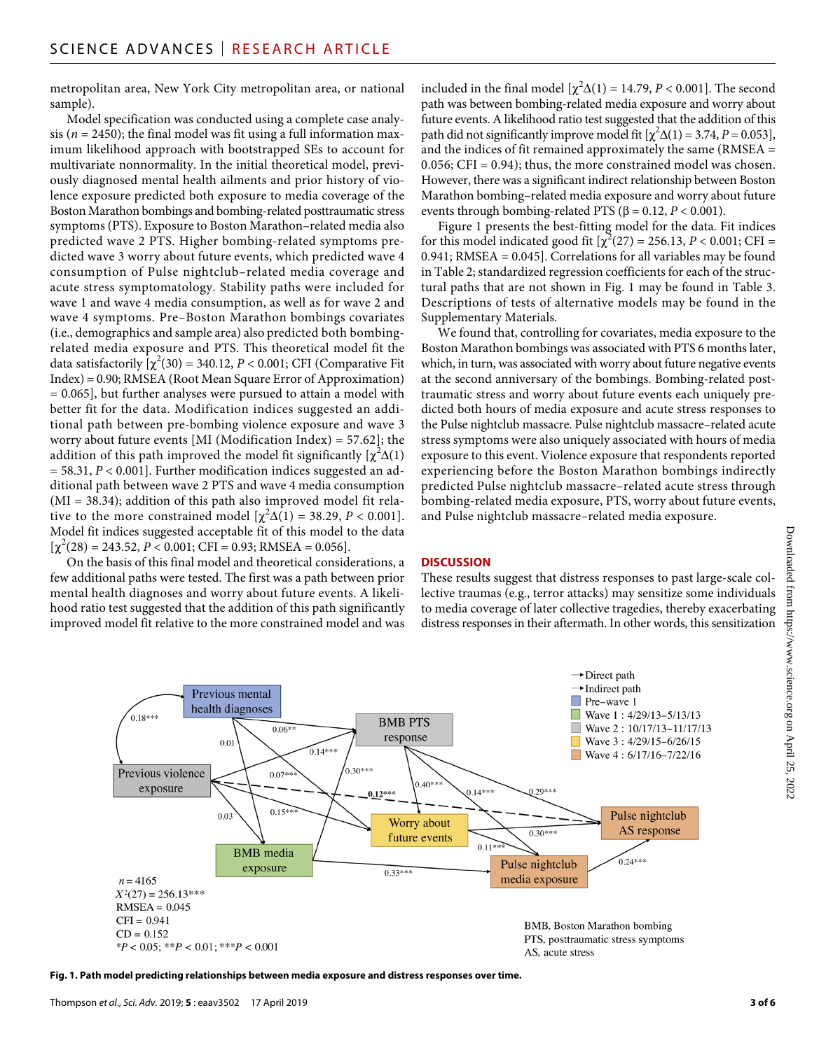metropolitan area, New York City metropolitan area, or national sample).

Model specification was conducted using a complete case analysis ($n = 2450$); the final model was fit using a full information maximum likelihood approach with bootstrapped SEs to account for multivariate nonnormality. In the initial theoretical model, previously diagnosed mental health ailments and prior history of violence exposure predicted both exposure to media coverage of the Boston Marathon bombings and bombing-related posttraumatic stress symptoms (PTS). Exposure to Boston Marathon–related media also predicted wave 2 PTS. Higher bombing-related symptoms predicted wave 3 worry about future events, which predicted wave 4 consumption of Pulse nightclub–related media coverage and acute stress symptomatology. Stability paths were included for wave 1 and wave 4 media consumption, as well as for wave 2 and wave 4 symptoms. Pre–Boston Marathon bombings covariates (i.e., demographics and sample area) also predicted both bombing-related media exposure and PTS. This theoretical model fit the data satisfactorily [$\chi^2(30) = 340.12$, $P < 0.001$; CFI (Comparative Fit Index) = 0.90; RMSEA (Root Mean Square Error of Approximation) = 0.065], but further analyses were pursued to attain a model with better fit for the data. Modification indices suggested an additional path between pre-bombing violence exposure and wave 3 worry about future events [MI (Modification Index) = 57.62]; the addition of this path improved the model fit significantly [$\chi^2\Delta(1) = 58.31$, $P < 0.001$]. Further modification indices suggested an additional path between wave 2 PTS and wave 4 media consumption (MI = 38.34); addition of this path also improved model fit relative to the more constrained model [$\chi^2\Delta(1) = 38.29$, $P < 0.001$]. Model fit indices suggested acceptable fit of this model to the data [$\chi^2(28) = 243.52$, $P < 0.001$; CFI = 0.93; RMSEA = 0.056].

On the basis of this final model and theoretical considerations, a few additional paths were tested. The first was a path between prior mental health diagnoses and worry about future events. A likelihood ratio test suggested that the addition of this path significantly improved model fit relative to the more constrained model and was included in the final model [$\chi^2\Delta(1) = 14.79$, $P < 0.001$]. The second path was between bombing-related media exposure and worry about future events. A likelihood ratio test suggested that the addition of this path did not significantly improve model fit [$\chi^2\Delta(1) = 3.74$, $P = 0.053$], and the indices of fit remained approximately the same (RMSEA = 0.056; CFI = 0.94); thus, the more constrained model was chosen. However, there was a significant indirect relationship between Boston Marathon bombing–related media exposure and worry about future events through bombing-related PTS ($\beta = 0.12$, $P < 0.001$).

Figure 1 presents the best-fitting model for the data. Fit indices for this model indicated good fit [$\chi^2(27) = 256.13$, $P < 0.001$; CFI = 0.941; RMSEA = 0.045]. Correlations for all variables may be found in Table 2; standardized regression coefficients for each of the structural paths that are not shown in Fig. 1 may be found in Table 3. Descriptions of tests of alternative models may be found in the Supplementary Materials.

We found that, controlling for covariates, media exposure to the Boston Marathon bombings was associated with PTS 6 months later, which, in turn, was associated with worry about future negative events at the second anniversary of the bombings. Bombing-related posttraumatic stress and worry about future events each uniquely predicted both hours of media exposure and acute stress responses to the Pulse nightclub massacre. Pulse nightclub massacre–related acute stress symptoms were also uniquely associated with hours of media exposure to this event. Violence exposure that respondents reported experiencing before the Boston Marathon bombings indirectly predicted Pulse nightclub massacre–related acute stress through bombing-related media exposure, PTS, worry about future events, and Pulse nightclub massacre–related media exposure.

## DISCUSSION

These results suggest that distress responses to past large-scale collective traumas (e.g., terror attacks) may sensitize some individuals to media coverage of later collective tragedies, thereby exacerbating distress responses in their aftermath. In other words, this sensitization

**Fig. 1. Path model predicting relationships between media exposure and distress responses over time.**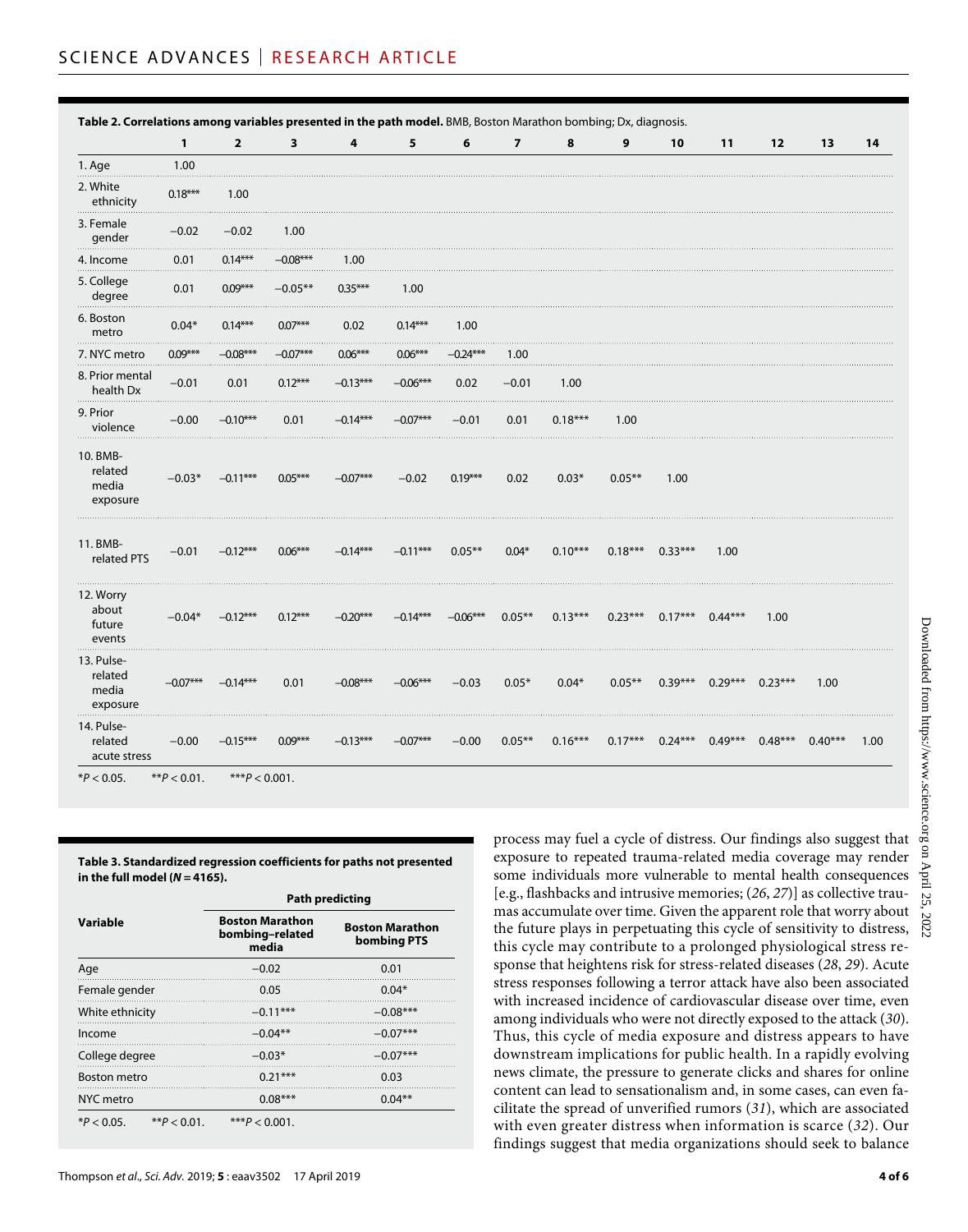**Table 2. Correlations among variables presented in the path model.** BMB, Boston Marathon bombing; Dx, diagnosis.

| | 1 | 2 | 3 | 4 | 5 | 6 | 7 | 8 | 9 | 10 | 11 | 12 | 13 | 14 |
|---|---|---|---|---|---|---|---|---|---|---|---|---|---|---|
| 1. Age | 1.00 | | | | | | | | | | | | | |
| 2. White ethnicity | 0.18*** | 1.00 | | | | | | | | | | | | |
| 3. Female gender | −0.02 | −0.02 | 1.00 | | | | | | | | | | | |
| 4. Income | 0.01 | 0.14*** | −0.08*** | 1.00 | | | | | | | | | | |
| 5. College degree | 0.01 | 0.09*** | −0.05** | 0.35*** | 1.00 | | | | | | | | | |
| 6. Boston metro | 0.04* | 0.14*** | 0.07*** | 0.02 | 0.14*** | 1.00 | | | | | | | | |
| 7. NYC metro | 0.09*** | −0.08*** | −0.07*** | 0.06*** | 0.06*** | −0.24*** | 1.00 | | | | | | | |
| 8. Prior mental health Dx | −0.01 | 0.01 | 0.12*** | −0.13*** | −0.06*** | 0.02 | −0.01 | 1.00 | | | | | | |
| 9. Prior violence | −0.00 | −0.10*** | 0.01 | −0.14*** | −0.07*** | −0.01 | 0.01 | 0.18*** | 1.00 | | | | | |
| 10. BMB-related media exposure | −0.03* | −0.11*** | 0.05*** | −0.07*** | −0.02 | 0.19*** | 0.02 | 0.03* | 0.05** | 1.00 | | | | |
| 11. BMB-related PTS | −0.01 | −0.12*** | 0.06*** | −0.14*** | −0.11*** | 0.05** | 0.04* | 0.10*** | 0.18*** | 0.33*** | 1.00 | | | |
| 12. Worry about future events | −0.04* | −0.12*** | 0.12*** | −0.20*** | −0.14*** | −0.06*** | 0.05** | 0.13*** | 0.23*** | 0.17*** | 0.44*** | 1.00 | | |
| 13. Pulse-related media exposure | −0.07*** | −0.14*** | 0.01 | −0.08*** | −0.06*** | −0.03 | 0.05* | 0.04* | 0.05** | 0.39*** | 0.29*** | 0.23*** | 1.00 | |
| 14. Pulse-related acute stress | −0.00 | −0.15*** | 0.09*** | −0.13*** | −0.07*** | −0.00 | 0.05** | 0.16*** | 0.17*** | 0.24*** | 0.49*** | 0.48*** | 0.40*** | 1.00 |

*$P < 0.05$. **$P < 0.01$. ***$P < 0.001$.

**Table 3. Standardized regression coefficients for paths not presented in the full model ($N = 4165$).**

| Variable | Path predicting | |
|---|---|---|
| | Boston Marathon bombing–related media | Boston Marathon bombing PTS |
| Age | −0.02 | 0.01 |
| Female gender | 0.05 | 0.04* |
| White ethnicity | −0.11*** | −0.08*** |
| Income | −0.04** | −0.07*** |
| College degree | −0.03* | −0.07*** |
| Boston metro | 0.21*** | 0.03 |
| NYC metro | 0.08*** | 0.04** |

*$P < 0.05$. **$P < 0.01$. ***$P < 0.001$.

process may fuel a cycle of distress. Our findings also suggest that exposure to repeated trauma-related media coverage may render some individuals more vulnerable to mental health consequences [e.g., flashbacks and intrusive memories; (*26*, *27*)] as collective traumas accumulate over time. Given the apparent role that worry about the future plays in perpetuating this cycle of sensitivity to distress, this cycle may contribute to a prolonged physiological stress response that heightens risk for stress-related diseases (*28*, *29*). Acute stress responses following a terror attack have also been associated with increased incidence of cardiovascular disease over time, even among individuals who were not directly exposed to the attack (*30*). Thus, this cycle of media exposure and distress appears to have downstream implications for public health. In a rapidly evolving news climate, the pressure to generate clicks and shares for online content can lead to sensationalism and, in some cases, can even facilitate the spread of unverified rumors (*31*), which are associated with even greater distress when information is scarce (*32*). Our findings suggest that media organizations should seek to balance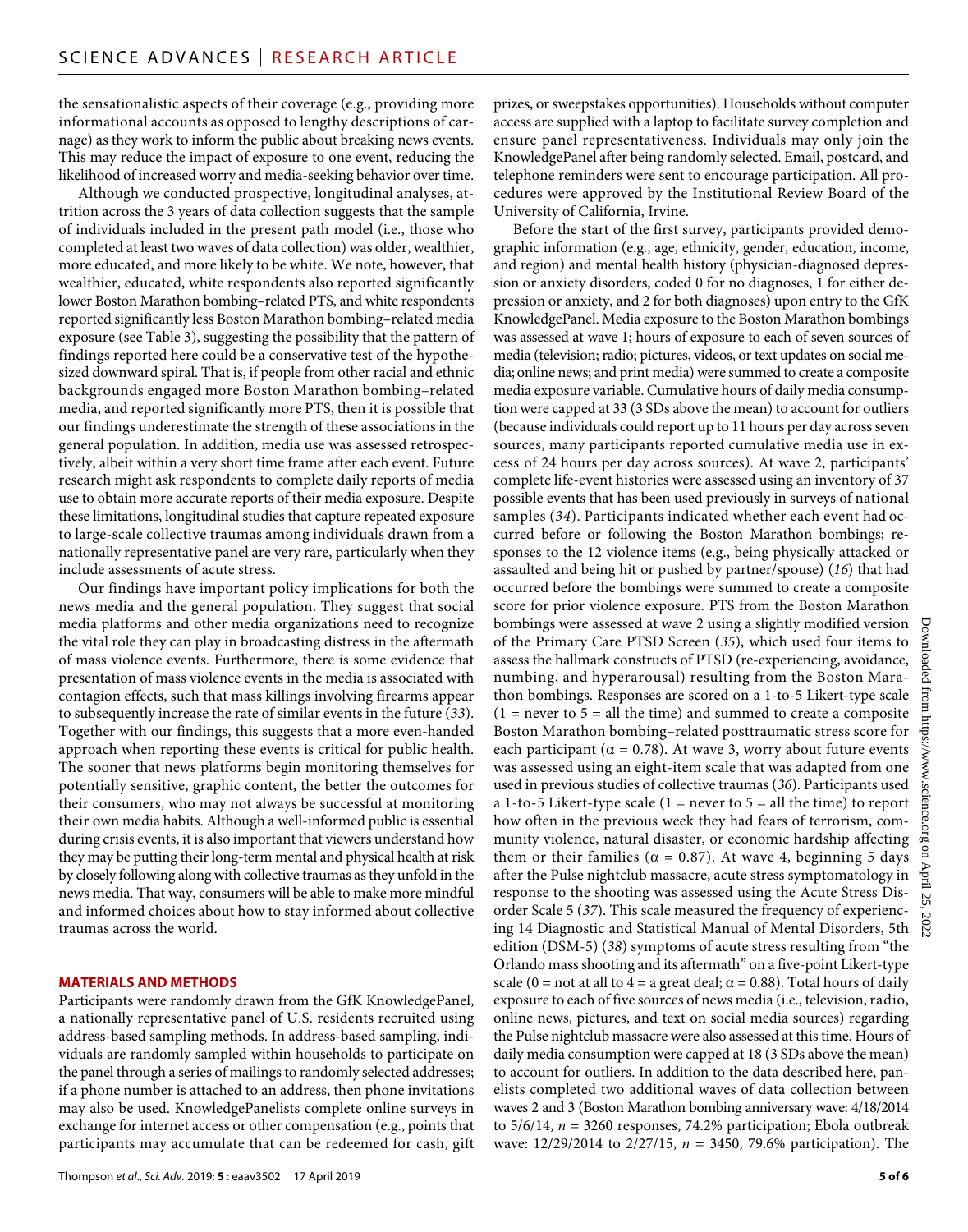the sensationalistic aspects of their coverage (e.g., providing more informational accounts as opposed to lengthy descriptions of carnage) as they work to inform the public about breaking news events. This may reduce the impact of exposure to one event, reducing the likelihood of increased worry and media-seeking behavior over time.

Although we conducted prospective, longitudinal analyses, attrition across the 3 years of data collection suggests that the sample of individuals included in the present path model (i.e., those who completed at least two waves of data collection) was older, wealthier, more educated, and more likely to be white. We note, however, that wealthier, educated, white respondents also reported significantly lower Boston Marathon bombing–related PTS, and white respondents reported significantly less Boston Marathon bombing–related media exposure (see Table 3), suggesting the possibility that the pattern of findings reported here could be a conservative test of the hypothesized downward spiral. That is, if people from other racial and ethnic backgrounds engaged more Boston Marathon bombing–related media, and reported significantly more PTS, then it is possible that our findings underestimate the strength of these associations in the general population. In addition, media use was assessed retrospectively, albeit within a very short time frame after each event. Future research might ask respondents to complete daily reports of media use to obtain more accurate reports of their media exposure. Despite these limitations, longitudinal studies that capture repeated exposure to large-scale collective traumas among individuals drawn from a nationally representative panel are very rare, particularly when they include assessments of acute stress.

Our findings have important policy implications for both the news media and the general population. They suggest that social media platforms and other media organizations need to recognize the vital role they can play in broadcasting distress in the aftermath of mass violence events. Furthermore, there is some evidence that presentation of mass violence events in the media is associated with contagion effects, such that mass killings involving firearms appear to subsequently increase the rate of similar events in the future (*33*). Together with our findings, this suggests that a more even-handed approach when reporting these events is critical for public health. The sooner that news platforms begin monitoring themselves for potentially sensitive, graphic content, the better the outcomes for their consumers, who may not always be successful at monitoring their own media habits. Although a well-informed public is essential during crisis events, it is also important that viewers understand how they may be putting their long-term mental and physical health at risk by closely following along with collective traumas as they unfold in the news media. That way, consumers will be able to make more mindful and informed choices about how to stay informed about collective traumas across the world.

## MATERIALS AND METHODS

Participants were randomly drawn from the GfK KnowledgePanel, a nationally representative panel of U.S. residents recruited using address-based sampling methods. In address-based sampling, individuals are randomly sampled within households to participate on the panel through a series of mailings to randomly selected addresses; if a phone number is attached to an address, then phone invitations may also be used. KnowledgePanelists complete online surveys in exchange for internet access or other compensation (e.g., points that participants may accumulate that can be redeemed for cash, gift prizes, or sweepstakes opportunities). Households without computer access are supplied with a laptop to facilitate survey completion and ensure panel representativeness. Individuals may only join the KnowledgePanel after being randomly selected. Email, postcard, and telephone reminders were sent to encourage participation. All procedures were approved by the Institutional Review Board of the University of California, Irvine.

Before the start of the first survey, participants provided demographic information (e.g., age, ethnicity, gender, education, income, and region) and mental health history (physician-diagnosed depression or anxiety disorders, coded 0 for no diagnoses, 1 for either depression or anxiety, and 2 for both diagnoses) upon entry to the GfK KnowledgePanel. Media exposure to the Boston Marathon bombings was assessed at wave 1; hours of exposure to each of seven sources of media (television; radio; pictures, videos, or text updates on social media; online news; and print media) were summed to create a composite media exposure variable. Cumulative hours of daily media consumption were capped at 33 (3 SDs above the mean) to account for outliers (because individuals could report up to 11 hours per day across seven sources, many participants reported cumulative media use in excess of 24 hours per day across sources). At wave 2, participants' complete life-event histories were assessed using an inventory of 37 possible events that has been used previously in surveys of national samples (*34*). Participants indicated whether each event had occurred before or following the Boston Marathon bombings; responses to the 12 violence items (e.g., being physically attacked or assaulted and being hit or pushed by partner/spouse) (*16*) that had occurred before the bombings were summed to create a composite score for prior violence exposure. PTS from the Boston Marathon bombings were assessed at wave 2 using a slightly modified version of the Primary Care PTSD Screen (*35*), which used four items to assess the hallmark constructs of PTSD (re-experiencing, avoidance, numbing, and hyperarousal) resulting from the Boston Marathon bombings. Responses are scored on a 1-to-5 Likert-type scale (1 = never to 5 = all the time) and summed to create a composite Boston Marathon bombing–related posttraumatic stress score for each participant ($\alpha = 0.78$). At wave 3, worry about future events was assessed using an eight-item scale that was adapted from one used in previous studies of collective traumas (*36*). Participants used a 1-to-5 Likert-type scale (1 = never to 5 = all the time) to report how often in the previous week they had fears of terrorism, community violence, natural disaster, or economic hardship affecting them or their families ($\alpha = 0.87$). At wave 4, beginning 5 days after the Pulse nightclub massacre, acute stress symptomatology in response to the shooting was assessed using the Acute Stress Disorder Scale 5 (*37*). This scale measured the frequency of experiencing 14 Diagnostic and Statistical Manual of Mental Disorders, 5th edition (DSM-5) (*38*) symptoms of acute stress resulting from "the Orlando mass shooting and its aftermath" on a five-point Likert-type scale (0 = not at all to 4 = a great deal; $\alpha = 0.88$). Total hours of daily exposure to each of five sources of news media (i.e., television, radio, online news, pictures, and text on social media sources) regarding the Pulse nightclub massacre were also assessed at this time. Hours of daily media consumption were capped at 18 (3 SDs above the mean) to account for outliers. In addition to the data described here, panelists completed two additional waves of data collection between waves 2 and 3 (Boston Marathon bombing anniversary wave: 4/18/2014 to 5/6/14, $n = 3260$ responses, 74.2% participation; Ebola outbreak wave: 12/29/2014 to 2/27/15, $n = 3450$, 79.6% participation). The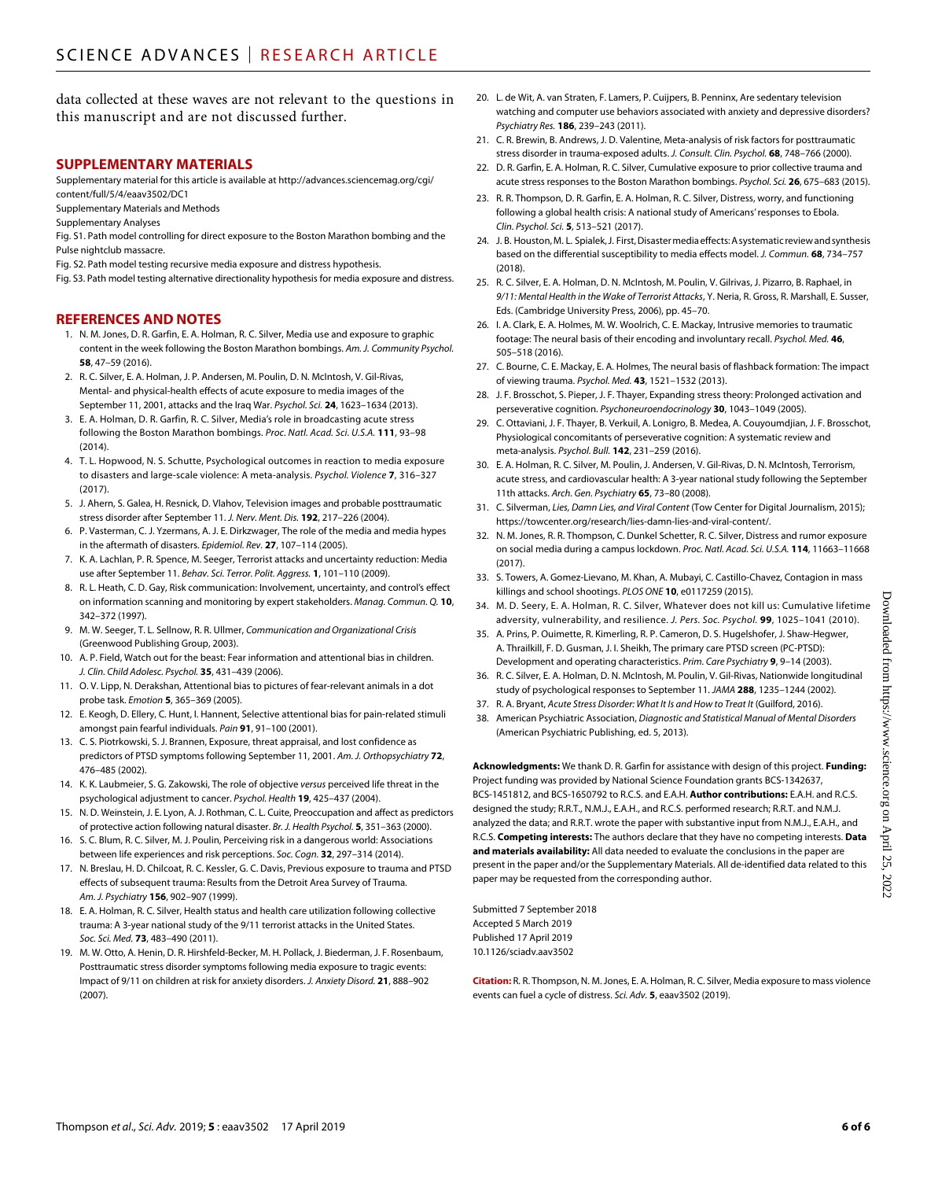data collected at these waves are not relevant to the questions in this manuscript and are not discussed further.

## SUPPLEMENTARY MATERIALS

Supplementary material for this article is available at http://advances.sciencemag.org/cgi/content/full/5/4/eaav3502/DC1

Supplementary Materials and Methods

Supplementary Analyses

Fig. S1. Path model controlling for direct exposure to the Boston Marathon bombing and the Pulse nightclub massacre.

Fig. S2. Path model testing recursive media exposure and distress hypothesis.

Fig. S3. Path model testing alternative directionality hypothesis for media exposure and distress.

## REFERENCES AND NOTES

1. N. M. Jones, D. R. Garfin, E. A. Holman, R. C. Silver, Media use and exposure to graphic content in the week following the Boston Marathon bombings. *Am. J. Community Psychol.* **58**, 47–59 (2016).
2. R. C. Silver, E. A. Holman, J. P. Andersen, M. Poulin, D. N. McIntosh, V. Gil-Rivas, Mental- and physical-health effects of acute exposure to media images of the September 11, 2001, attacks and the Iraq War. *Psychol. Sci.* **24**, 1623–1634 (2013).
3. E. A. Holman, D. R. Garfin, R. C. Silver, Media's role in broadcasting acute stress following the Boston Marathon bombings. *Proc. Natl. Acad. Sci. U.S.A.* **111**, 93–98 (2014).
4. T. L. Hopwood, N. S. Schutte, Psychological outcomes in reaction to media exposure to disasters and large-scale violence: A meta-analysis. *Psychol. Violence* **7**, 316–327 (2017).
5. J. Ahern, S. Galea, H. Resnick, D. Vlahov, Television images and probable posttraumatic stress disorder after September 11. *J. Nerv. Ment. Dis.* **192**, 217–226 (2004).
6. P. Vasterman, C. J. Yzermans, A. J. E. Dirkzwager, The role of the media and media hypes in the aftermath of disasters. *Epidemiol. Rev.* **27**, 107–114 (2005).
7. K. A. Lachlan, P. R. Spence, M. Seeger, Terrorist attacks and uncertainty reduction: Media use after September 11. *Behav. Sci. Terror. Polit. Aggress.* **1**, 101–110 (2009).
8. R. L. Heath, C. D. Gay, Risk communication: Involvement, uncertainty, and control's effect on information scanning and monitoring by expert stakeholders. *Manag. Commun. Q.* **10**, 342–372 (1997).
9. M. W. Seeger, T. L. Sellnow, R. R. Ulmer, *Communication and Organizational Crisis* (Greenwood Publishing Group, 2003).
10. A. P. Field, Watch out for the beast: Fear information and attentional bias in children. *J. Clin. Child Adolesc. Psychol.* **35**, 431–439 (2006).
11. O. V. Lipp, N. Derakshan, Attentional bias to pictures of fear-relevant animals in a dot probe task. *Emotion* **5**, 365–369 (2005).
12. E. Keogh, D. Ellery, C. Hunt, I. Hannent, Selective attentional bias for pain-related stimuli amongst pain fearful individuals. *Pain* **91**, 91–100 (2001).
13. C. S. Piotrkowski, S. J. Brannen, Exposure, threat appraisal, and lost confidence as predictors of PTSD symptoms following September 11, 2001. *Am. J. Orthopsychiatry* **72**, 476–485 (2002).
14. K. K. Laubmeier, S. G. Zakowski, The role of objective *versus* perceived life threat in the psychological adjustment to cancer. *Psychol. Health* **19**, 425–437 (2004).
15. N. D. Weinstein, J. E. Lyon, A. J. Rothman, C. L. Cuite, Preoccupation and affect as predictors of protective action following natural disaster. *Br. J. Health Psychol.* **5**, 351–363 (2000).
16. S. C. Blum, R. C. Silver, M. J. Poulin, Perceiving risk in a dangerous world: Associations between life experiences and risk perceptions. *Soc. Cogn.* **32**, 297–314 (2014).
17. N. Breslau, H. D. Chilcoat, R. C. Kessler, G. C. Davis, Previous exposure to trauma and PTSD effects of subsequent trauma: Results from the Detroit Area Survey of Trauma. *Am. J. Psychiatry* **156**, 902–907 (1999).
18. E. A. Holman, R. C. Silver, Health status and health care utilization following collective trauma: A 3-year national study of the 9/11 terrorist attacks in the United States. *Soc. Sci. Med.* **73**, 483–490 (2011).
19. M. W. Otto, A. Henin, D. R. Hirshfeld-Becker, M. H. Pollack, J. Biederman, J. F. Rosenbaum, Posttraumatic stress disorder symptoms following media exposure to tragic events: Impact of 9/11 on children at risk for anxiety disorders. *J. Anxiety Disord.* **21**, 888–902 (2007).
20. L. de Wit, A. van Straten, F. Lamers, P. Cuijpers, B. Penninx, Are sedentary television watching and computer use behaviors associated with anxiety and depressive disorders? *Psychiatry Res.* **186**, 239–243 (2011).
21. C. R. Brewin, B. Andrews, J. D. Valentine, Meta-analysis of risk factors for posttraumatic stress disorder in trauma-exposed adults. *J. Consult. Clin. Psychol.* **68**, 748–766 (2000).
22. D. R. Garfin, E. A. Holman, R. C. Silver, Cumulative exposure to prior collective trauma and acute stress responses to the Boston Marathon bombings. *Psychol. Sci.* **26**, 675–683 (2015).
23. R. R. Thompson, D. R. Garfin, E. A. Holman, R. C. Silver, Distress, worry, and functioning following a global health crisis: A national study of Americans' responses to Ebola. *Clin. Psychol. Sci.* **5**, 513–521 (2017).
24. J. B. Houston, M. L. Spialek, J. First, Disaster media effects: A systematic review and synthesis based on the differential susceptibility to media effects model. *J. Commun.* **68**, 734–757 (2018).
25. R. C. Silver, E. A. Holman, D. N. McIntosh, M. Poulin, V. Gilrivas, J. Pizarro, B. Raphael, in *9/11: Mental Health in the Wake of Terrorist Attacks*, Y. Neria, R. Gross, R. Marshall, E. Susser, Eds. (Cambridge University Press, 2006), pp. 45–70.
26. I. A. Clark, E. A. Holmes, M. W. Woolrich, C. E. Mackay, Intrusive memories to traumatic footage: The neural basis of their encoding and involuntary recall. *Psychol. Med.* **46**, 505–518 (2016).
27. C. Bourne, C. E. Mackay, E. A. Holmes, The neural basis of flashback formation: The impact of viewing trauma. *Psychol. Med.* **43**, 1521–1532 (2013).
28. J. F. Brosschot, S. Pieper, J. F. Thayer, Expanding stress theory: Prolonged activation and perseverative cognition. *Psychoneuroendocrinology* **30**, 1043–1049 (2005).
29. C. Ottaviani, J. F. Thayer, B. Verkuil, A. Lonigro, B. Medea, A. Couyoumdjian, J. F. Brosschot, Physiological concomitants of perseverative cognition: A systematic review and meta-analysis. *Psychol. Bull.* **142**, 231–259 (2016).
30. E. A. Holman, R. C. Silver, M. Poulin, J. Andersen, V. Gil-Rivas, D. N. McIntosh, Terrorism, acute stress, and cardiovascular health: A 3-year national study following the September 11th attacks. *Arch. Gen. Psychiatry* **65**, 73–80 (2008).
31. C. Silverman, *Lies, Damn Lies, and Viral Content* (Tow Center for Digital Journalism, 2015); https://towcenter.org/research/lies-damn-lies-and-viral-content/.
32. N. M. Jones, R. R. Thompson, C. Dunkel Schetter, R. C. Silver, Distress and rumor exposure on social media during a campus lockdown. *Proc. Natl. Acad. Sci. U.S.A.* **114**, 11663–11668 (2017).
33. S. Towers, A. Gomez-Lievano, M. Khan, A. Mubayi, C. Castillo-Chavez, Contagion in mass killings and school shootings. *PLOS ONE* **10**, e0117259 (2015).
34. M. D. Seery, E. A. Holman, R. C. Silver, Whatever does not kill us: Cumulative lifetime adversity, vulnerability, and resilience. *J. Pers. Soc. Psychol.* **99**, 1025–1041 (2010).
35. A. Prins, P. Ouimette, R. Kimerling, R. P. Cameron, D. S. Hugelshofer, J. Shaw-Hegwer, A. Thrailkill, F. D. Gusman, J. I. Sheikh, The primary care PTSD screen (PC-PTSD): Development and operating characteristics. *Prim. Care Psychiatry* **9**, 9–14 (2003).
36. R. C. Silver, E. A. Holman, D. N. McIntosh, M. Poulin, V. Gil-Rivas, Nationwide longitudinal study of psychological responses to September 11. *JAMA* **288**, 1235–1244 (2002).
37. R. A. Bryant, *Acute Stress Disorder: What It Is and How to Treat It* (Guilford, 2016).
38. American Psychiatric Association, *Diagnostic and Statistical Manual of Mental Disorders* (American Psychiatric Publishing, ed. 5, 2013).

**Acknowledgments:** We thank D. R. Garfin for assistance with design of this project. **Funding:** Project funding was provided by National Science Foundation grants BCS-1342637, BCS-1451812, and BCS-1650792 to R.C.S. and E.A.H. **Author contributions:** E.A.H. and R.C.S. designed the study; R.R.T., N.M.J., E.A.H., and R.C.S. performed research; R.R.T. and N.M.J. analyzed the data; and R.R.T. wrote the paper with substantive input from N.M.J., E.A.H., and R.C.S. **Competing interests:** The authors declare that they have no competing interests. **Data and materials availability:** All data needed to evaluate the conclusions in the paper are present in the paper and/or the Supplementary Materials. All de-identified data related to this paper may be requested from the corresponding author.

Submitted 7 September 2018
Accepted 5 March 2019
Published 17 April 2019
10.1126/sciadv.aav3502

**Citation:** R. R. Thompson, N. M. Jones, E. A. Holman, R. C. Silver, Media exposure to mass violence events can fuel a cycle of distress. *Sci. Adv.* **5**, eaav3502 (2019).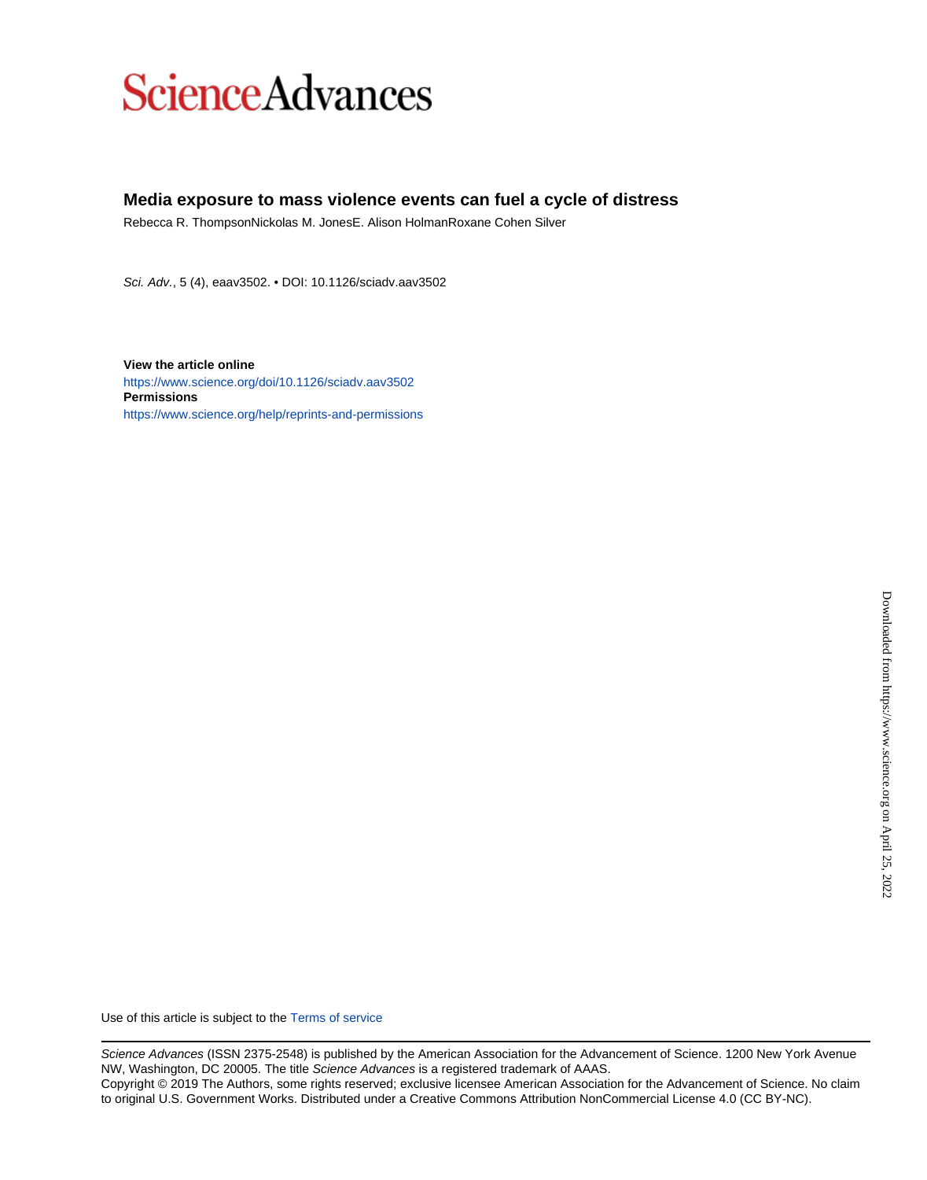# Science Advances

## Media exposure to mass violence events can fuel a cycle of distress

Rebecca R. ThompsonNickolas M. JonesE. Alison HolmanRoxane Cohen Silver

*Sci. Adv.*, 5 (4), eaav3502. • DOI: 10.1126/sciadv.aav3502

**View the article online**
https://www.science.org/doi/10.1126/sciadv.aav3502
**Permissions**
https://www.science.org/help/reprints-and-permissions

Use of this article is subject to the Terms of service

*Science Advances* (ISSN 2375-2548) is published by the American Association for the Advancement of Science. 1200 New York Avenue NW, Washington, DC 20005. The title *Science Advances* is a registered trademark of AAAS.
Copyright © 2019 The Authors, some rights reserved; exclusive licensee American Association for the Advancement of Science. No claim to original U.S. Government Works. Distributed under a Creative Commons Attribution NonCommercial License 4.0 (CC BY-NC).